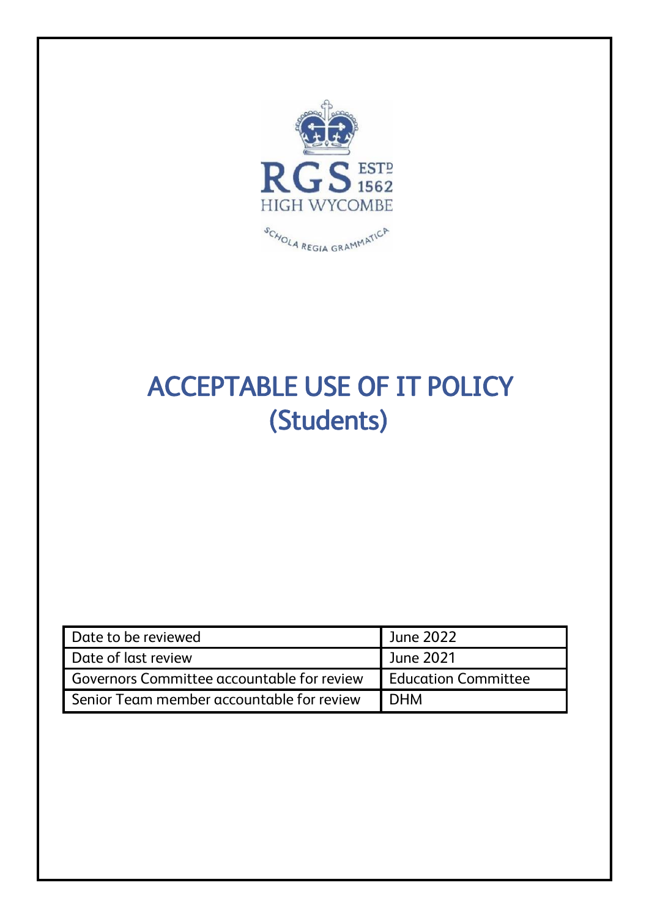RGS ESTD 1562
HIGH WYCOMBE

SCHOLA REGIA GRAMMATICA

# ACCEPTABLE USE OF IT POLICY (Students)

| Date to be reviewed | June 2022 |
|---|---|
| Date of last review | June 2021 |
| Governors Committee accountable for review | Education Committee |
| Senior Team member accountable for review | DHM |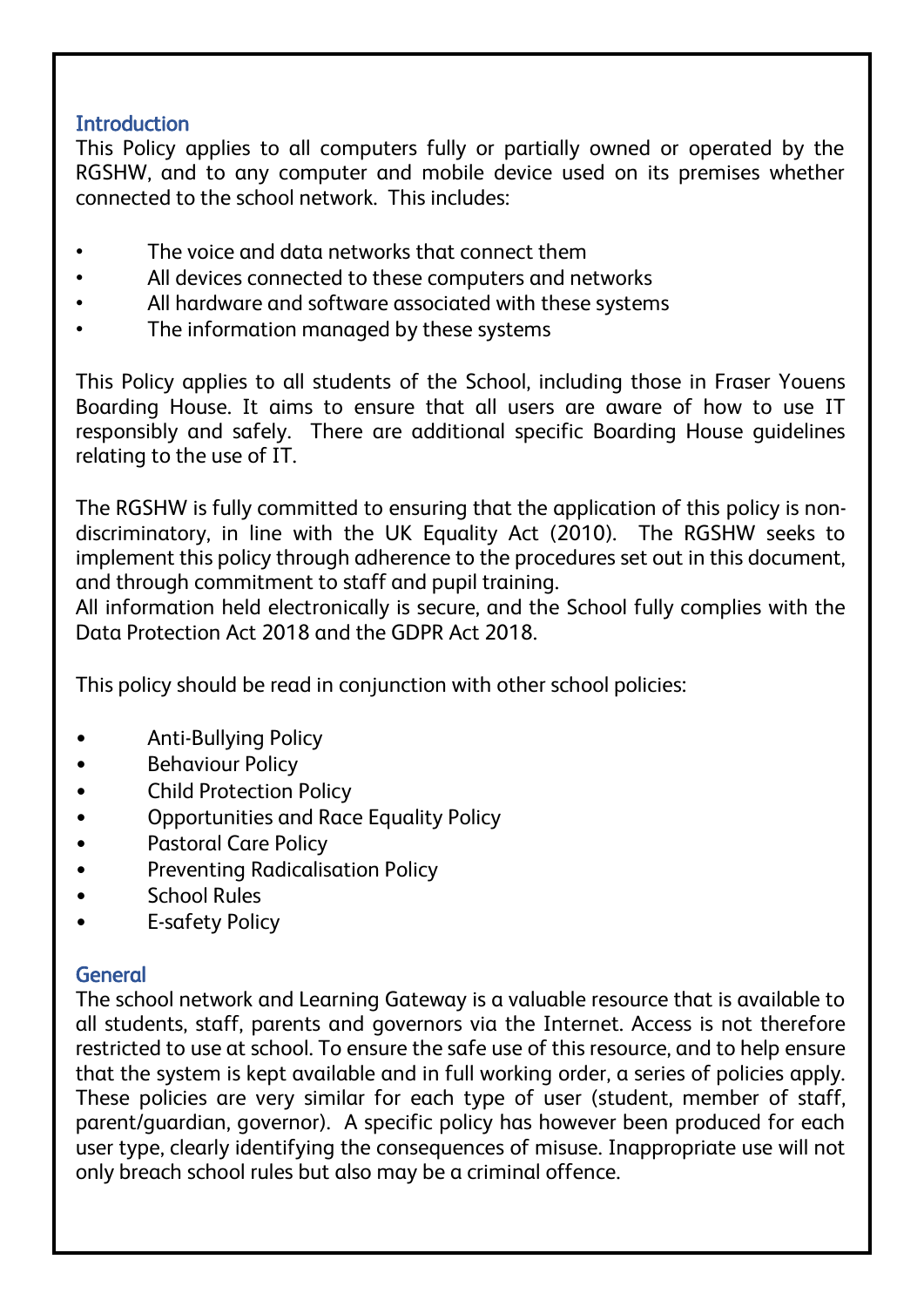## Introduction

This Policy applies to all computers fully or partially owned or operated by the RGSHW, and to any computer and mobile device used on its premises whether connected to the school network. This includes:

- The voice and data networks that connect them
- All devices connected to these computers and networks
- All hardware and software associated with these systems
- The information managed by these systems

This Policy applies to all students of the School, including those in Fraser Youens Boarding House. It aims to ensure that all users are aware of how to use IT responsibly and safely. There are additional specific Boarding House guidelines relating to the use of IT.

The RGSHW is fully committed to ensuring that the application of this policy is non-discriminatory, in line with the UK Equality Act (2010). The RGSHW seeks to implement this policy through adherence to the procedures set out in this document, and through commitment to staff and pupil training.
All information held electronically is secure, and the School fully complies with the Data Protection Act 2018 and the GDPR Act 2018.

This policy should be read in conjunction with other school policies:

- Anti-Bullying Policy
- Behaviour Policy
- Child Protection Policy
- Opportunities and Race Equality Policy
- Pastoral Care Policy
- Preventing Radicalisation Policy
- School Rules
- E-safety Policy

## General

The school network and Learning Gateway is a valuable resource that is available to all students, staff, parents and governors via the Internet. Access is not therefore restricted to use at school. To ensure the safe use of this resource, and to help ensure that the system is kept available and in full working order, a series of policies apply. These policies are very similar for each type of user (student, member of staff, parent/guardian, governor). A specific policy has however been produced for each user type, clearly identifying the consequences of misuse. Inappropriate use will not only breach school rules but also may be a criminal offence.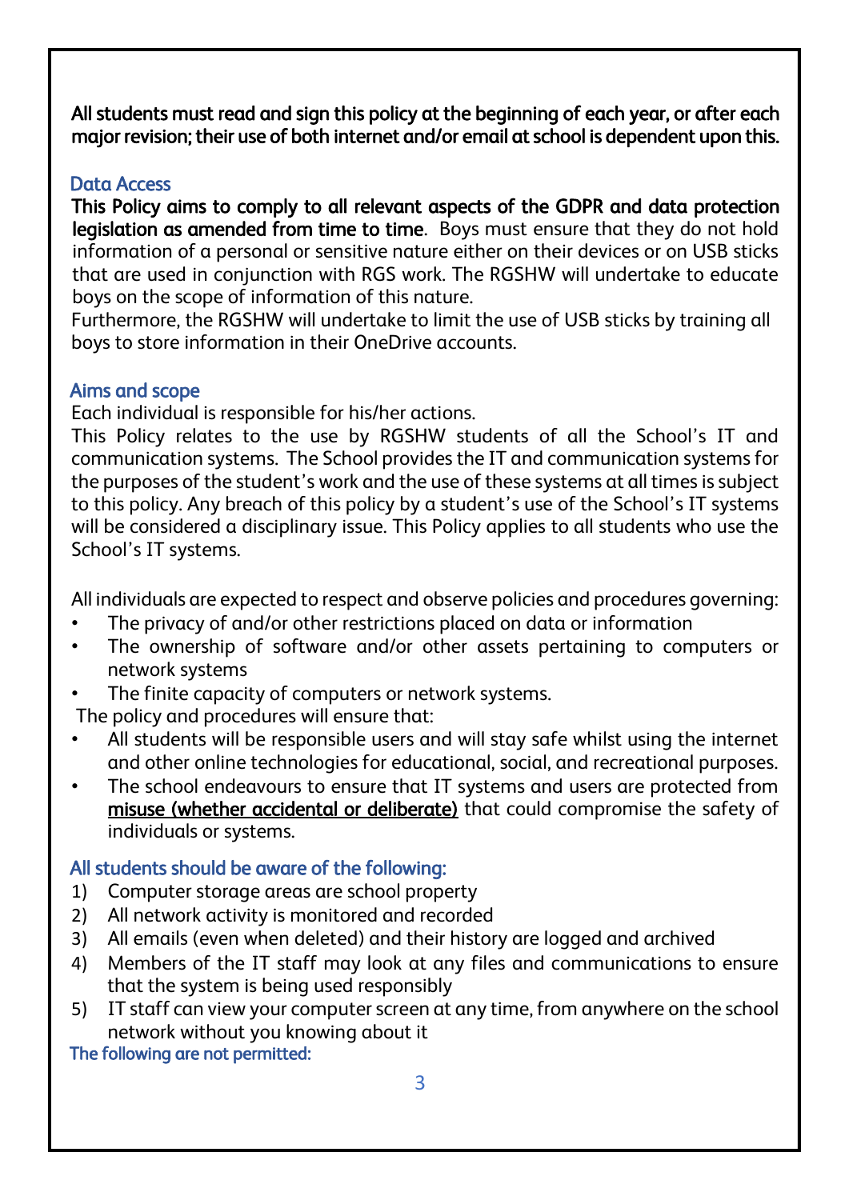**All students must read and sign this policy at the beginning of each year, or after each major revision; their use of both internet and/or email at school is dependent upon this.**

## Data Access

**This Policy aims to comply to all relevant aspects of the GDPR and data protection legislation as amended from time to time**. Boys must ensure that they do not hold information of a personal or sensitive nature either on their devices or on USB sticks that are used in conjunction with RGS work. The RGSHW will undertake to educate boys on the scope of information of this nature.

Furthermore, the RGSHW will undertake to limit the use of USB sticks by training all boys to store information in their OneDrive accounts.

## Aims and scope

Each individual is responsible for his/her actions.

This Policy relates to the use by RGSHW students of all the School's IT and communication systems. The School provides the IT and communication systems for the purposes of the student's work and the use of these systems at all times is subject to this policy. Any breach of this policy by a student's use of the School's IT systems will be considered a disciplinary issue. This Policy applies to all students who use the School's IT systems.

All individuals are expected to respect and observe policies and procedures governing:

- The privacy of and/or other restrictions placed on data or information
- The ownership of software and/or other assets pertaining to computers or network systems
- The finite capacity of computers or network systems.

The policy and procedures will ensure that:

- All students will be responsible users and will stay safe whilst using the internet and other online technologies for educational, social, and recreational purposes.
- The school endeavours to ensure that IT systems and users are protected from **misuse (whether accidental or deliberate)** that could compromise the safety of individuals or systems.

## All students should be aware of the following:

1) Computer storage areas are school property
2) All network activity is monitored and recorded
3) All emails (even when deleted) and their history are logged and archived
4) Members of the IT staff may look at any files and communications to ensure that the system is being used responsibly
5) IT staff can view your computer screen at any time, from anywhere on the school network without you knowing about it

## The following are not permitted: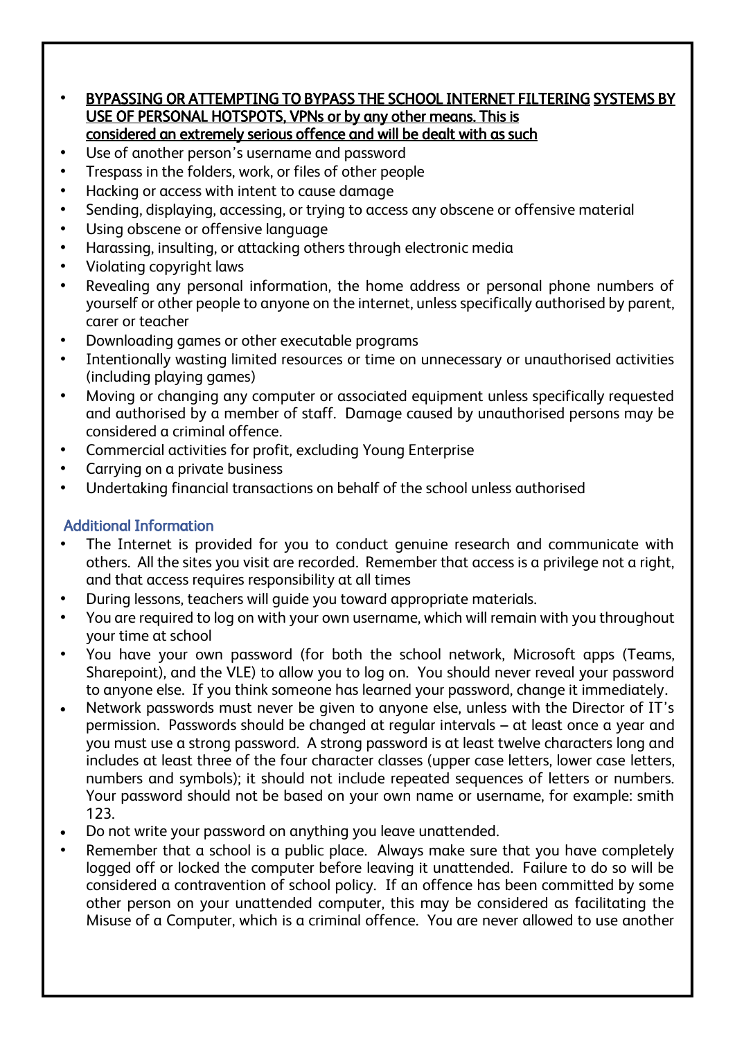- **<u>BYPASSING OR ATTEMPTING TO BYPASS THE SCHOOL INTERNET FILTERING SYSTEMS BY USE OF PERSONAL HOTSPOTS, VPNs or by any other means. This is considered an extremely serious offence and will be dealt with as such</u>**
- Use of another person's username and password
- Trespass in the folders, work, or files of other people
- Hacking or access with intent to cause damage
- Sending, displaying, accessing, or trying to access any obscene or offensive material
- Using obscene or offensive language
- Harassing, insulting, or attacking others through electronic media
- Violating copyright laws
- Revealing any personal information, the home address or personal phone numbers of yourself or other people to anyone on the internet, unless specifically authorised by parent, carer or teacher
- Downloading games or other executable programs
- Intentionally wasting limited resources or time on unnecessary or unauthorised activities (including playing games)
- Moving or changing any computer or associated equipment unless specifically requested and authorised by a member of staff. Damage caused by unauthorised persons may be considered a criminal offence.
- Commercial activities for profit, excluding Young Enterprise
- Carrying on a private business
- Undertaking financial transactions on behalf of the school unless authorised

## Additional Information

- The Internet is provided for you to conduct genuine research and communicate with others. All the sites you visit are recorded. Remember that access is a privilege not a right, and that access requires responsibility at all times
- During lessons, teachers will guide you toward appropriate materials.
- You are required to log on with your own username, which will remain with you throughout your time at school
- You have your own password (for both the school network, Microsoft apps (Teams, Sharepoint), and the VLE) to allow you to log on. You should never reveal your password to anyone else. If you think someone has learned your password, change it immediately.
- Network passwords must never be given to anyone else, unless with the Director of IT's permission. Passwords should be changed at regular intervals – at least once a year and you must use a strong password. A strong password is at least twelve characters long and includes at least three of the four character classes (upper case letters, lower case letters, numbers and symbols); it should not include repeated sequences of letters or numbers. Your password should not be based on your own name or username, for example: smith 123.
- Do not write your password on anything you leave unattended.
- Remember that a school is a public place. Always make sure that you have completely logged off or locked the computer before leaving it unattended. Failure to do so will be considered a contravention of school policy. If an offence has been committed by some other person on your unattended computer, this may be considered as facilitating the Misuse of a Computer, which is a criminal offence. You are never allowed to use another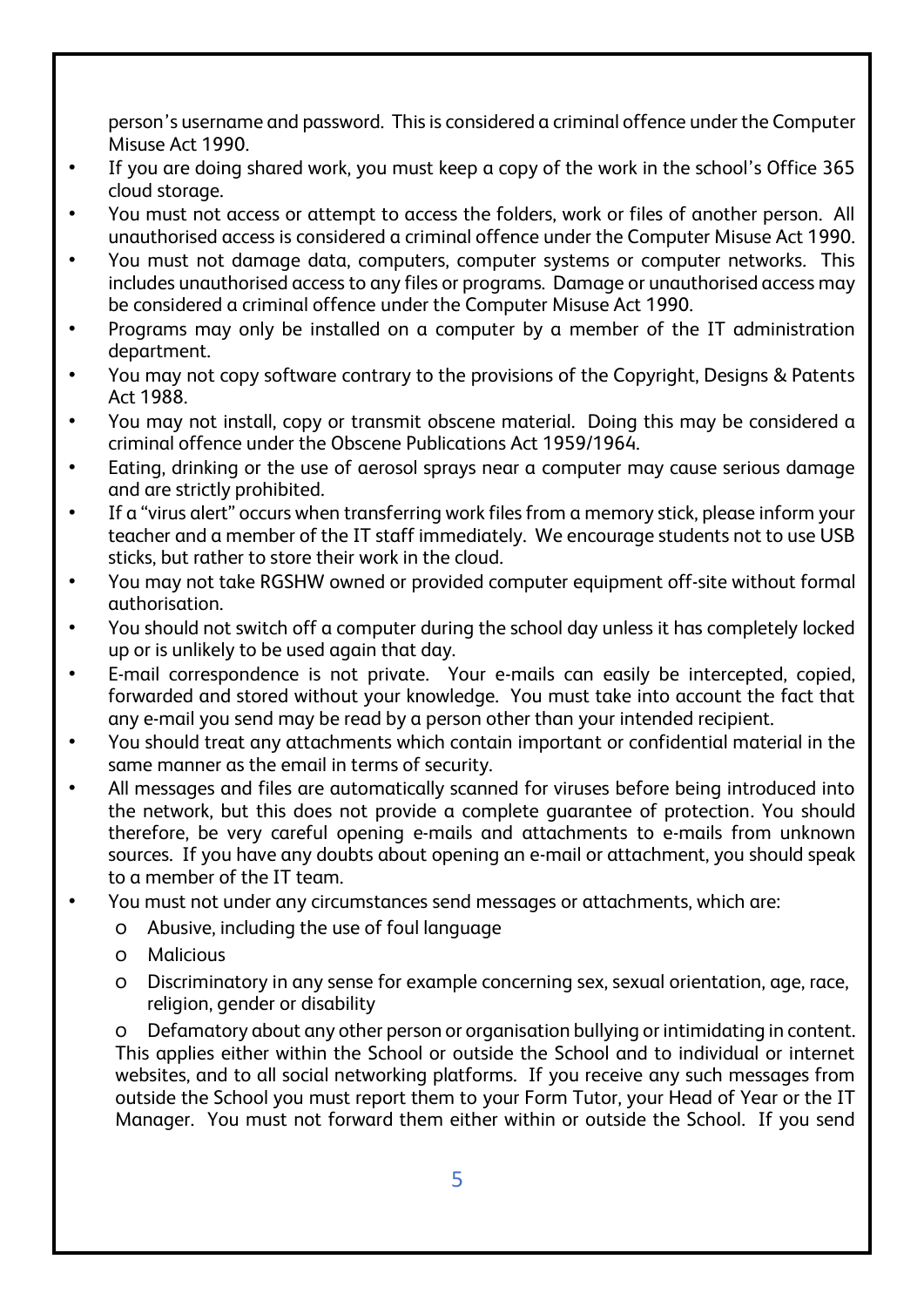person's username and password. This is considered a criminal offence under the Computer Misuse Act 1990.

- If you are doing shared work, you must keep a copy of the work in the school's Office 365 cloud storage.
- You must not access or attempt to access the folders, work or files of another person. All unauthorised access is considered a criminal offence under the Computer Misuse Act 1990.
- You must not damage data, computers, computer systems or computer networks. This includes unauthorised access to any files or programs. Damage or unauthorised access may be considered a criminal offence under the Computer Misuse Act 1990.
- Programs may only be installed on a computer by a member of the IT administration department.
- You may not copy software contrary to the provisions of the Copyright, Designs & Patents Act 1988.
- You may not install, copy or transmit obscene material. Doing this may be considered a criminal offence under the Obscene Publications Act 1959/1964.
- Eating, drinking or the use of aerosol sprays near a computer may cause serious damage and are strictly prohibited.
- If a "virus alert" occurs when transferring work files from a memory stick, please inform your teacher and a member of the IT staff immediately. We encourage students not to use USB sticks, but rather to store their work in the cloud.
- You may not take RGSHW owned or provided computer equipment off-site without formal authorisation.
- You should not switch off a computer during the school day unless it has completely locked up or is unlikely to be used again that day.
- E-mail correspondence is not private. Your e-mails can easily be intercepted, copied, forwarded and stored without your knowledge. You must take into account the fact that any e-mail you send may be read by a person other than your intended recipient.
- You should treat any attachments which contain important or confidential material in the same manner as the email in terms of security.
- All messages and files are automatically scanned for viruses before being introduced into the network, but this does not provide a complete guarantee of protection. You should therefore, be very careful opening e-mails and attachments to e-mails from unknown sources. If you have any doubts about opening an e-mail or attachment, you should speak to a member of the IT team.
- You must not under any circumstances send messages or attachments, which are:
  - Abusive, including the use of foul language
  - Malicious
  - Discriminatory in any sense for example concerning sex, sexual orientation, age, race, religion, gender or disability
  - Defamatory about any other person or organisation bullying or intimidating in content.

  This applies either within the School or outside the School and to individual or internet websites, and to all social networking platforms. If you receive any such messages from outside the School you must report them to your Form Tutor, your Head of Year or the IT Manager. You must not forward them either within or outside the School. If you send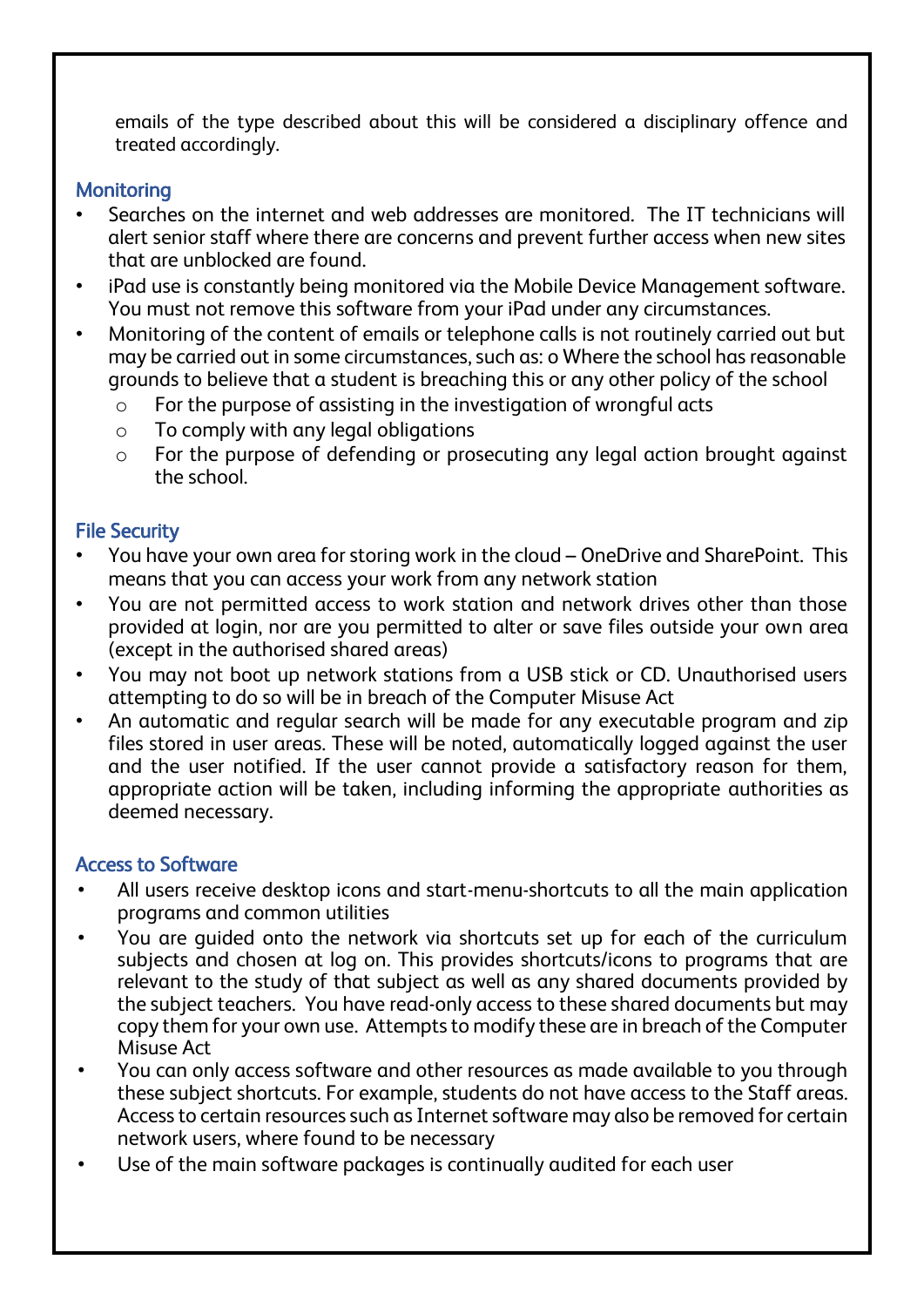emails of the type described about this will be considered a disciplinary offence and treated accordingly.

### Monitoring

- Searches on the internet and web addresses are monitored. The IT technicians will alert senior staff where there are concerns and prevent further access when new sites that are unblocked are found.
- iPad use is constantly being monitored via the Mobile Device Management software. You must not remove this software from your iPad under any circumstances.
- Monitoring of the content of emails or telephone calls is not routinely carried out but may be carried out in some circumstances, such as: o Where the school has reasonable grounds to believe that a student is breaching this or any other policy of the school
  - For the purpose of assisting in the investigation of wrongful acts
  - To comply with any legal obligations
  - For the purpose of defending or prosecuting any legal action brought against the school.

### File Security

- You have your own area for storing work in the cloud – OneDrive and SharePoint. This means that you can access your work from any network station
- You are not permitted access to work station and network drives other than those provided at login, nor are you permitted to alter or save files outside your own area (except in the authorised shared areas)
- You may not boot up network stations from a USB stick or CD. Unauthorised users attempting to do so will be in breach of the Computer Misuse Act
- An automatic and regular search will be made for any executable program and zip files stored in user areas. These will be noted, automatically logged against the user and the user notified. If the user cannot provide a satisfactory reason for them, appropriate action will be taken, including informing the appropriate authorities as deemed necessary.

### Access to Software

- All users receive desktop icons and start-menu-shortcuts to all the main application programs and common utilities
- You are guided onto the network via shortcuts set up for each of the curriculum subjects and chosen at log on. This provides shortcuts/icons to programs that are relevant to the study of that subject as well as any shared documents provided by the subject teachers. You have read-only access to these shared documents but may copy them for your own use. Attempts to modify these are in breach of the Computer Misuse Act
- You can only access software and other resources as made available to you through these subject shortcuts. For example, students do not have access to the Staff areas. Access to certain resources such as Internet software may also be removed for certain network users, where found to be necessary
- Use of the main software packages is continually audited for each user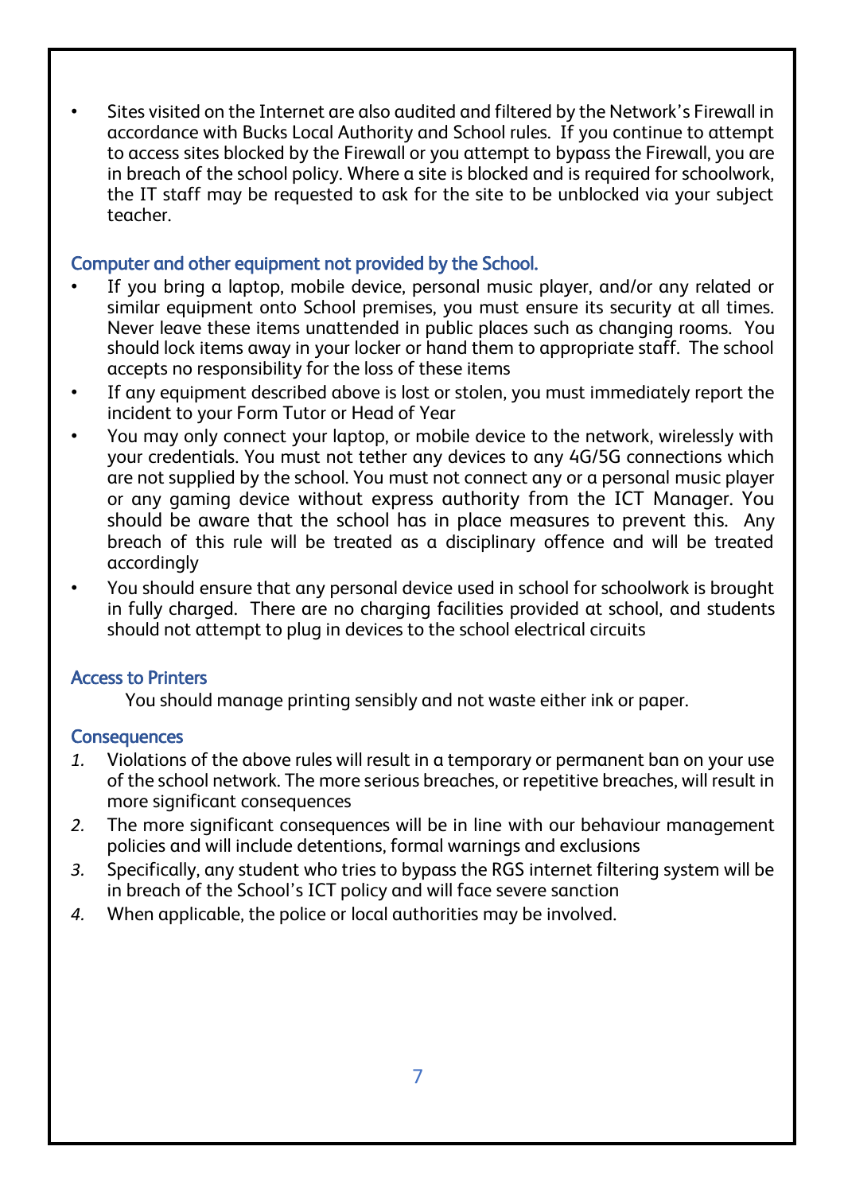- Sites visited on the Internet are also audited and filtered by the Network's Firewall in accordance with Bucks Local Authority and School rules. If you continue to attempt to access sites blocked by the Firewall or you attempt to bypass the Firewall, you are in breach of the school policy. Where a site is blocked and is required for schoolwork, the IT staff may be requested to ask for the site to be unblocked via your subject teacher.

### Computer and other equipment not provided by the School.

- If you bring a laptop, mobile device, personal music player, and/or any related or similar equipment onto School premises, you must ensure its security at all times. Never leave these items unattended in public places such as changing rooms. You should lock items away in your locker or hand them to appropriate staff. The school accepts no responsibility for the loss of these items
- If any equipment described above is lost or stolen, you must immediately report the incident to your Form Tutor or Head of Year
- You may only connect your laptop, or mobile device to the network, wirelessly with your credentials. You must not tether any devices to any 4G/5G connections which are not supplied by the school. You must not connect any or a personal music player or any gaming device without express authority from the ICT Manager. You should be aware that the school has in place measures to prevent this. Any breach of this rule will be treated as a disciplinary offence and will be treated accordingly
- You should ensure that any personal device used in school for schoolwork is brought in fully charged. There are no charging facilities provided at school, and students should not attempt to plug in devices to the school electrical circuits

### Access to Printers

You should manage printing sensibly and not waste either ink or paper.

### Consequences

1. Violations of the above rules will result in a temporary or permanent ban on your use of the school network. The more serious breaches, or repetitive breaches, will result in more significant consequences
2. The more significant consequences will be in line with our behaviour management policies and will include detentions, formal warnings and exclusions
3. Specifically, any student who tries to bypass the RGS internet filtering system will be in breach of the School's ICT policy and will face severe sanction
4. When applicable, the police or local authorities may be involved.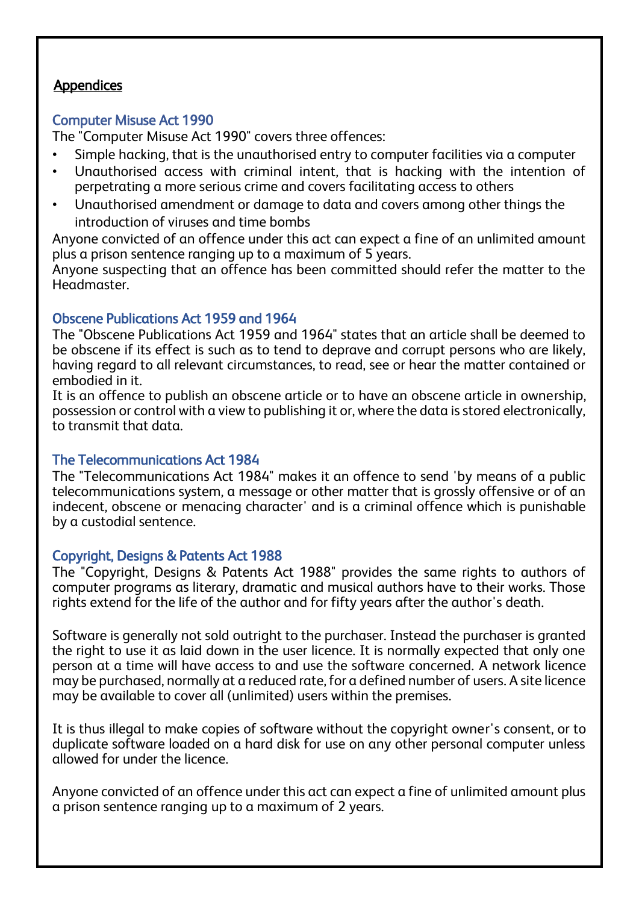## Appendices

### Computer Misuse Act 1990

The "Computer Misuse Act 1990" covers three offences:

- Simple hacking, that is the unauthorised entry to computer facilities via a computer
- Unauthorised access with criminal intent, that is hacking with the intention of perpetrating a more serious crime and covers facilitating access to others
- Unauthorised amendment or damage to data and covers among other things the introduction of viruses and time bombs

Anyone convicted of an offence under this act can expect a fine of an unlimited amount plus a prison sentence ranging up to a maximum of 5 years.
Anyone suspecting that an offence has been committed should refer the matter to the Headmaster.

### Obscene Publications Act 1959 and 1964

The "Obscene Publications Act 1959 and 1964" states that an article shall be deemed to be obscene if its effect is such as to tend to deprave and corrupt persons who are likely, having regard to all relevant circumstances, to read, see or hear the matter contained or embodied in it.
It is an offence to publish an obscene article or to have an obscene article in ownership, possession or control with a view to publishing it or, where the data is stored electronically, to transmit that data.

### The Telecommunications Act 1984

The "Telecommunications Act 1984" makes it an offence to send 'by means of a public telecommunications system, a message or other matter that is grossly offensive or of an indecent, obscene or menacing character' and is a criminal offence which is punishable by a custodial sentence.

### Copyright, Designs & Patents Act 1988

The "Copyright, Designs & Patents Act 1988" provides the same rights to authors of computer programs as literary, dramatic and musical authors have to their works. Those rights extend for the life of the author and for fifty years after the author's death.

Software is generally not sold outright to the purchaser. Instead the purchaser is granted the right to use it as laid down in the user licence. It is normally expected that only one person at a time will have access to and use the software concerned. A network licence may be purchased, normally at a reduced rate, for a defined number of users. A site licence may be available to cover all (unlimited) users within the premises.

It is thus illegal to make copies of software without the copyright owner's consent, or to duplicate software loaded on a hard disk for use on any other personal computer unless allowed for under the licence.

Anyone convicted of an offence under this act can expect a fine of unlimited amount plus a prison sentence ranging up to a maximum of 2 years.